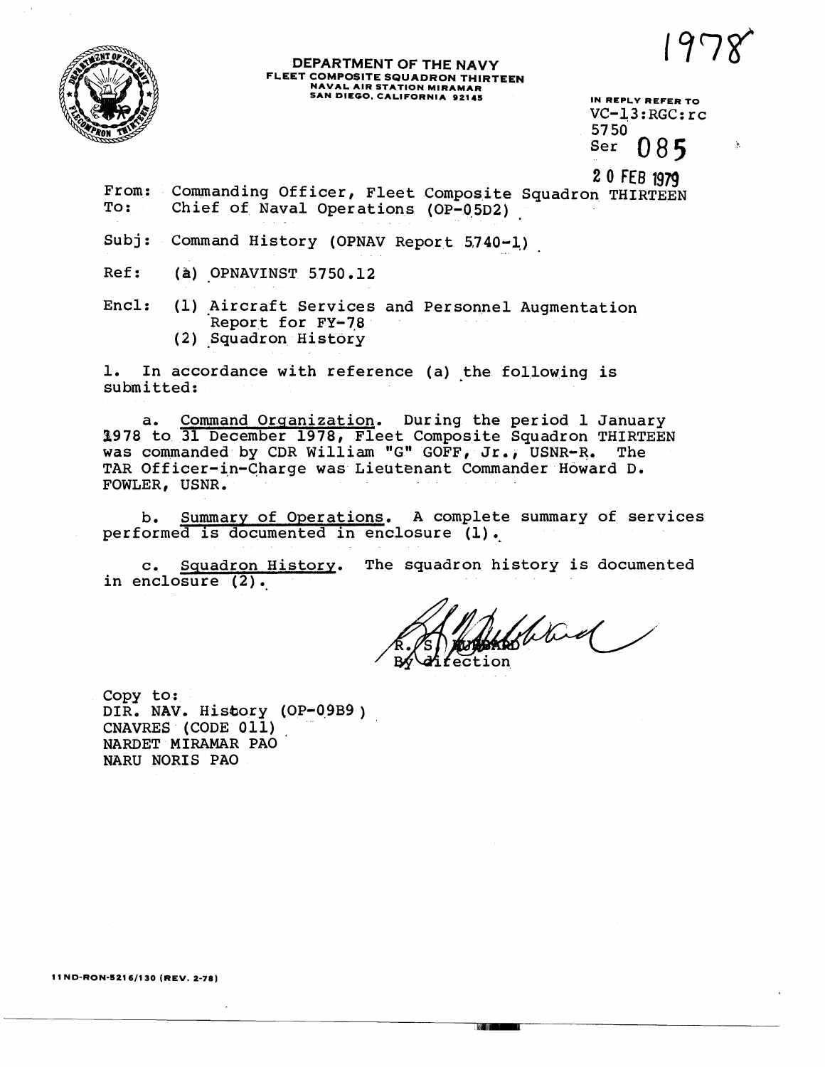1978

**DEPARTMENT OF THE NAVY**
**FLEET COMPOSITE SQUADRON THIRTEEN**
**NAVAL AIR STATION MIRAMAR**
**SAN DIEGO, CALIFORNIA 92145**

IN REPLY REFER TO
VC-13:RGC:rc
5750
Ser 085

20 FEB 1979

From: Commanding Officer, Fleet Composite Squadron THIRTEEN
To: Chief of Naval Operations (OP-05D2)

Subj: Command History (OPNAV Report 5740-1)

Ref: (a) OPNAVINST 5750.12

Encl: (1) Aircraft Services and Personnel Augmentation Report for FY-78
(2) Squadron History

1. In accordance with reference (a) the following is submitted:

a. Command Organization. During the period 1 January 1978 to 31 December 1978, Fleet Composite Squadron THIRTEEN was commanded by CDR William "G" GOFF, Jr., USNR-R. The TAR Officer-in-Charge was Lieutenant Commander Howard D. FOWLER, USNR.

b. Summary of Operations. A complete summary of services performed is documented in enclosure (1).

c. Squadron History. The squadron history is documented in enclosure (2).

R. S. HUBBARD
By direction

Copy to:
DIR. NAV. History (OP-09B9)
CNAVRES (CODE 011)
NARDET MIRAMAR PAO
NARU NORIS PAO

11ND-RON-5216/130 (REV. 2-78)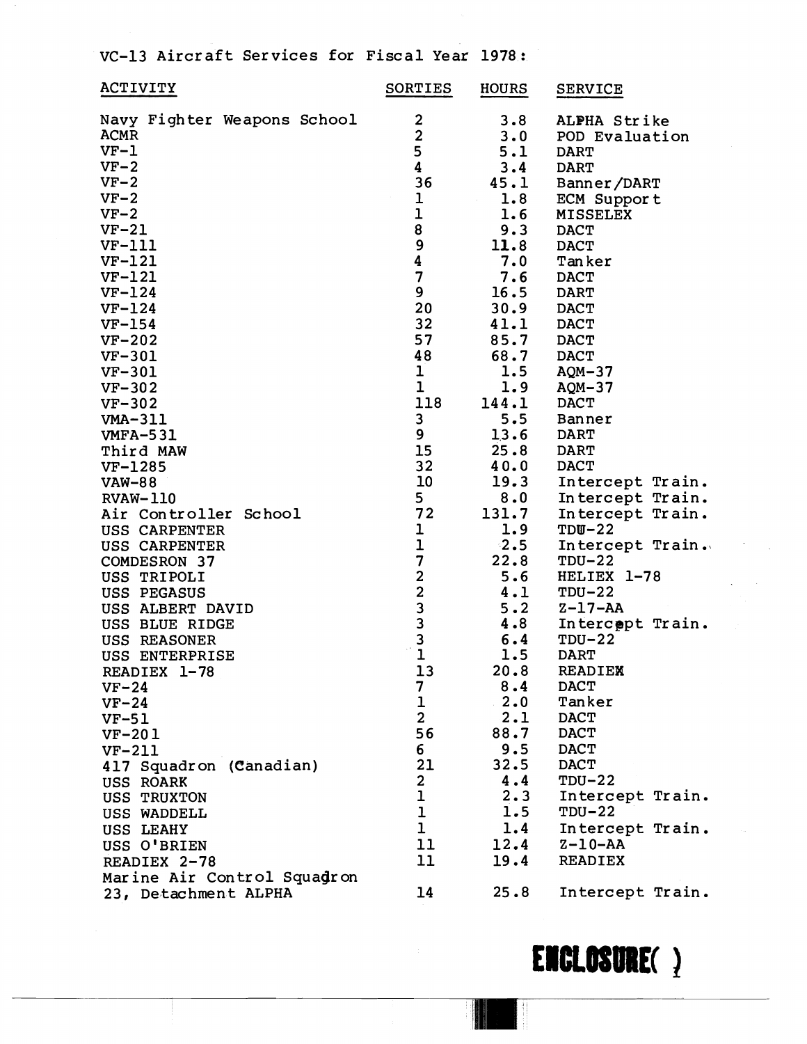VC-13 Aircraft Services for Fiscal Year 1978:

| ACTIVITY | SORTIES | HOURS | SERVICE |
|---|---|---|---|
| Navy Fighter Weapons School | 2 | 3.8 | ALPHA Strike |
| ACMR | 2 | 3.0 | POD Evaluation |
| VF-1 | 5 | 5.1 | DART |
| VF-2 | 4 | 3.4 | DART |
| VF-2 | 36 | 45.1 | Banner/DART |
| VF-2 | 1 | 1.8 | ECM Support |
| VF-2 | 1 | 1.6 | MISSELEX |
| VF-21 | 8 | 9.3 | DACT |
| VF-111 | 9 | 11.8 | DACT |
| VF-121 | 4 | 7.0 | Tanker |
| VF-121 | 7 | 7.6 | DACT |
| VF-124 | 9 | 16.5 | DART |
| VF-124 | 20 | 30.9 | DACT |
| VF-154 | 32 | 41.1 | DACT |
| VF-202 | 57 | 85.7 | DACT |
| VF-301 | 48 | 68.7 | DACT |
| VF-301 | 1 | 1.5 | AQM-37 |
| VF-302 | 1 | 1.9 | AQM-37 |
| VF-302 | 118 | 144.1 | DACT |
| VMA-311 | 3 | 5.5 | Banner |
| VMFA-531 | 9 | 13.6 | DART |
| Third MAW | 15 | 25.8 | DART |
| VF-1285 | 32 | 40.0 | DACT |
| VAW-88 | 10 | 19.3 | Intercept Train. |
| RVAW-110 | 5 | 8.0 | Intercept Train. |
| Air Controller School | 72 | 131.7 | Intercept Train. |
| USS CARPENTER | 1 | 1.9 | TDU-22 |
| USS CARPENTER | 1 | 2.5 | Intercept Train. |
| COMDESRON 37 | 7 | 22.8 | TDU-22 |
| USS TRIPOLI | 2 | 5.6 | HELIEX 1-78 |
| USS PEGASUS | 2 | 4.1 | TDU-22 |
| USS ALBERT DAVID | 3 | 5.2 | Z-17-AA |
| USS BLUE RIDGE | 3 | 4.8 | Intercept Train. |
| USS REASONER | 3 | 6.4 | TDU-22 |
| USS ENTERPRISE | 1 | 1.5 | DART |
| READIEX 1-78 | 13 | 20.8 | READIEX |
| VF-24 | 7 | 8.4 | DACT |
| VF-24 | 1 | 2.0 | Tanker |
| VF-51 | 2 | 2.1 | DACT |
| VF-201 | 56 | 88.7 | DACT |
| VF-211 | 6 | 9.5 | DACT |
| 417 Squadron (Canadian) | 21 | 32.5 | DACT |
| USS ROARK | 2 | 4.4 | TDU-22 |
| USS TRUXTON | 1 | 2.3 | Intercept Train. |
| USS WADDELL | 1 | 1.5 | TDU-22 |
| USS LEAHY | 1 | 1.4 | Intercept Train. |
| USS O'BRIEN | 11 | 12.4 | Z-10-AA |
| READIEX 2-78 | 11 | 19.4 | READIEX |
| Marine Air Control Squadron 23, Detachment ALPHA | 14 | 25.8 | Intercept Train. |

**ENCLOSURE( 1 )**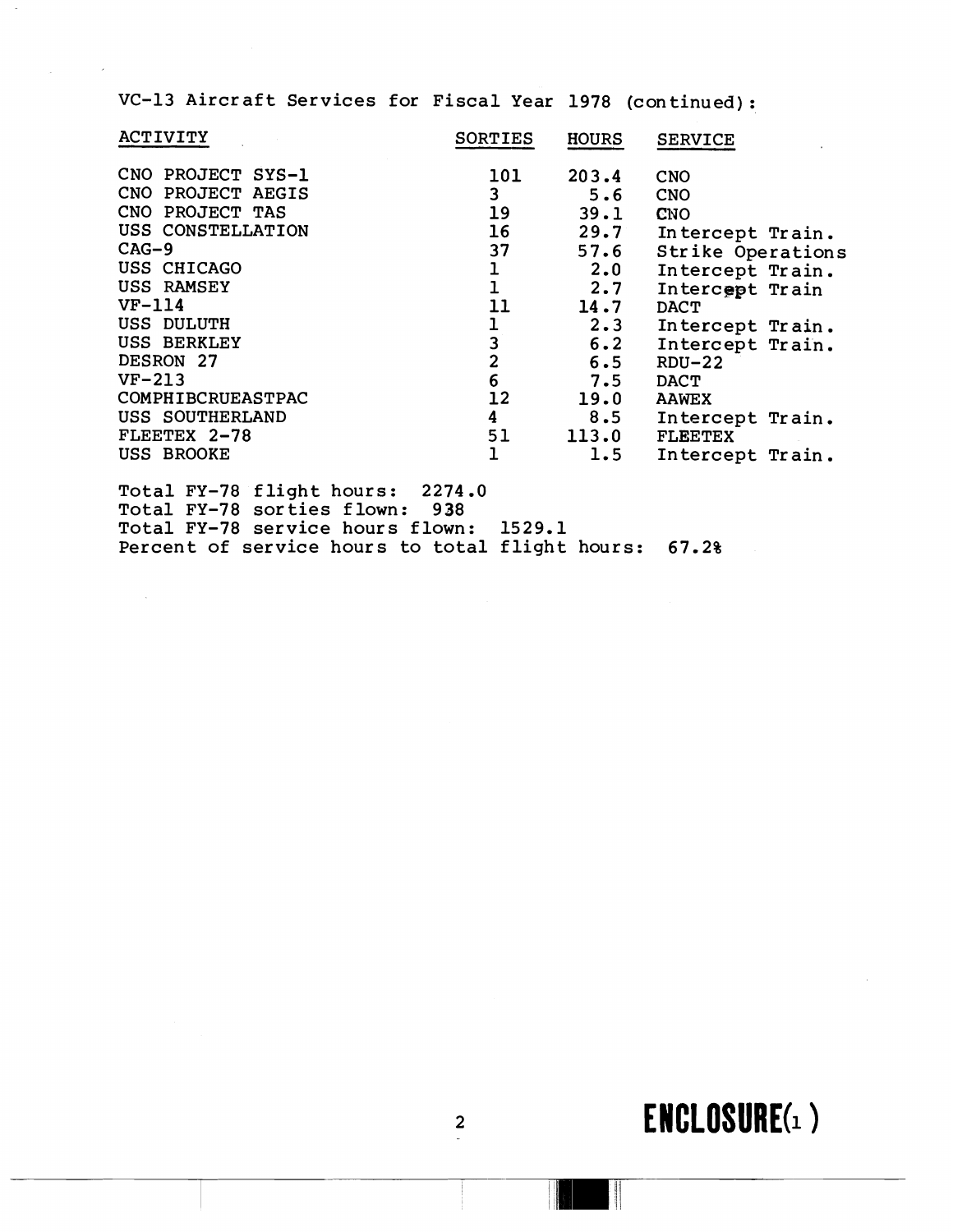VC-13 Aircraft Services for Fiscal Year 1978 (continued):

| ACTIVITY | SORTIES | HOURS | SERVICE |
|---|---|---|---|
| CNO PROJECT SYS-1 | 101 | 203.4 | CNO |
| CNO PROJECT AEGIS | 3 | 5.6 | CNO |
| CNO PROJECT TAS | 19 | 39.1 | CNO |
| USS CONSTELLATION | 16 | 29.7 | Intercept Train. |
| CAG-9 | 37 | 57.6 | Strike Operations |
| USS CHICAGO | 1 | 2.0 | Intercept Train. |
| USS RAMSEY | 1 | 2.7 | Intercept Train |
| VF-114 | 11 | 14.7 | DACT |
| USS DULUTH | 1 | 2.3 | Intercept Train. |
| USS BERKLEY | 3 | 6.2 | Intercept Train. |
| DESRON 27 | 2 | 6.5 | RDU-22 |
| VF-213 | 6 | 7.5 | DACT |
| COMPHIBCRUEASTPAC | 12 | 19.0 | AAWEX |
| USS SOUTHERLAND | 4 | 8.5 | Intercept Train. |
| FLEETEX 2-78 | 51 | 113.0 | FLEETEX |
| USS BROOKE | 1 | 1.5 | Intercept Train. |

Total FY-78 flight hours: 2274.0
Total FY-78 sorties flown: 938
Total FY-78 service hours flown: 1529.1
Percent of service hours to total flight hours: 67.2%

ENCLOSURE(1)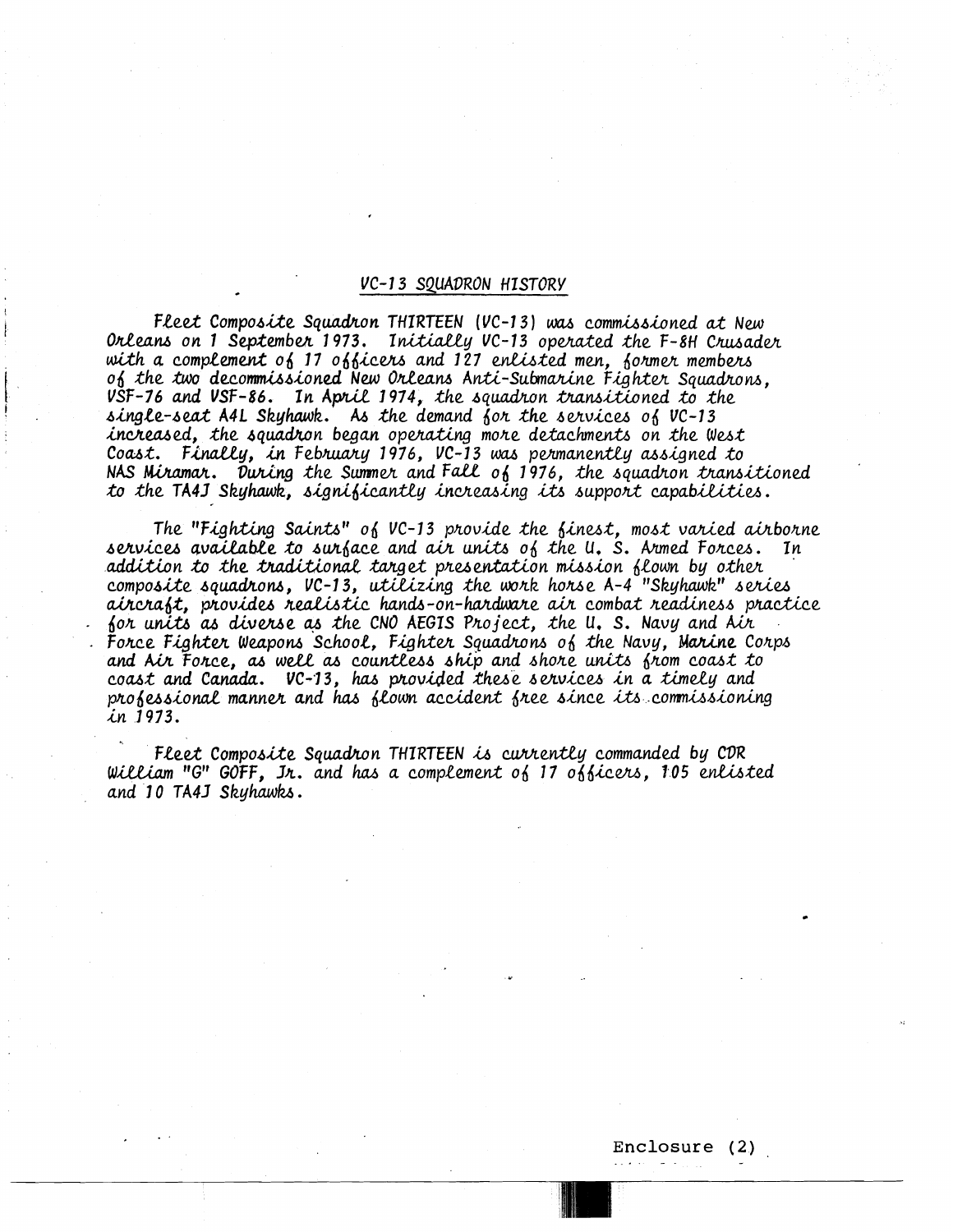## *VC-13 SQUADRON HISTORY*

*Fleet Composite Squadron THIRTEEN (VC-13) was commissioned at New Orleans on 1 September 1973. Initially VC-13 operated the F-8H Crusader with a complement of 17 officers and 127 enlisted men, former members of the two decommissioned New Orleans Anti-Submarine Fighter Squadrons, VSF-76 and VSF-86. In April 1974, the squadron transitioned to the single-seat A4L Skyhawk. As the demand for the services of VC-13 increased, the squadron began operating more detachments on the West Coast. Finally, in February 1976, VC-13 was permanently assigned to NAS Miramar. During the Summer and Fall of 1976, the squadron transitioned to the TA4J Skyhawk, significantly increasing its support capabilities.*

*The "Fighting Saints" of VC-13 provide the finest, most varied airborne services available to surface and air units of the U. S. Armed Forces. In addition to the traditional target presentation mission flown by other composite squadrons, VC-13, utilizing the work horse A-4 "Skyhawk" series aircraft, provides realistic hands-on-hardware air combat readiness practice for units as diverse as the CNO AEGIS Project, the U. S. Navy and Air Force Fighter Weapons School, Fighter Squadrons of the Navy, Marine Corps and Air Force, as well as countless ship and shore units from coast to coast and Canada. VC-13, has provided these services in a timely and professional manner and has flown accident free since its commissioning in 1973.*

*Fleet Composite Squadron THIRTEEN is currently commanded by CDR William "G" GOFF, Jr. and has a complement of 17 officers, 105 enlisted and 10 TA4J Skyhawks.*

Enclosure (2)